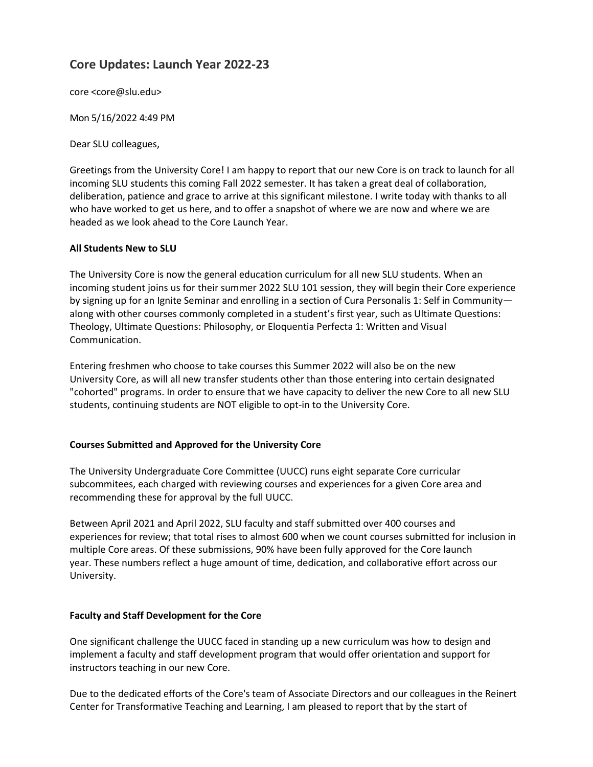# Core Updates: Launch Year 2022-23

core <core@slu.edu>

Mon 5/16/2022 4:49 PM

Dear SLU colleagues,

Greetings from the University Core! I am happy to report that our new Core is on track to launch for all incoming SLU students this coming Fall 2022 semester. It has taken a great deal of collaboration, deliberation, patience and grace to arrive at this significant milestone. I write today with thanks to all who have worked to get us here, and to offer a snapshot of where we are now and where we are headed as we look ahead to the Core Launch Year.

**All Students New to SLU**

The University Core is now the general education curriculum for all new SLU students. When an incoming student joins us for their summer 2022 SLU 101 session, they will begin their Core experience by signing up for an Ignite Seminar and enrolling in a section of Cura Personalis 1: Self in Community—along with other courses commonly completed in a student's first year, such as Ultimate Questions: Theology, Ultimate Questions: Philosophy, or Eloquentia Perfecta 1: Written and Visual Communication.

Entering freshmen who choose to take courses this Summer 2022 will also be on the new University Core, as will all new transfer students other than those entering into certain designated "cohorted" programs. In order to ensure that we have capacity to deliver the new Core to all new SLU students, continuing students are NOT eligible to opt-in to the University Core.

**Courses Submitted and Approved for the University Core**

The University Undergraduate Core Committee (UUCC) runs eight separate Core curricular subcommitees, each charged with reviewing courses and experiences for a given Core area and recommending these for approval by the full UUCC.

Between April 2021 and April 2022, SLU faculty and staff submitted over 400 courses and experiences for review; that total rises to almost 600 when we count courses submitted for inclusion in multiple Core areas. Of these submissions, 90% have been fully approved for the Core launch year. These numbers reflect a huge amount of time, dedication, and collaborative effort across our University.

**Faculty and Staff Development for the Core**

One significant challenge the UUCC faced in standing up a new curriculum was how to design and implement a faculty and staff development program that would offer orientation and support for instructors teaching in our new Core.

Due to the dedicated efforts of the Core's team of Associate Directors and our colleagues in the Reinert Center for Transformative Teaching and Learning, I am pleased to report that by the start of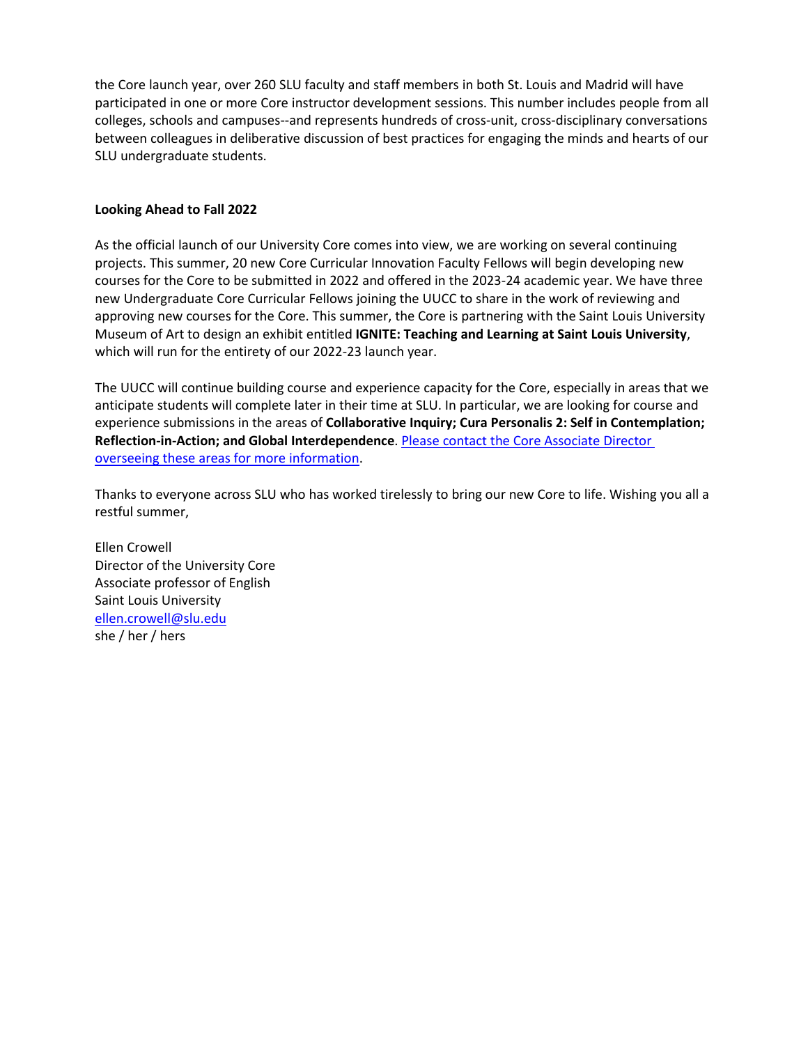the Core launch year, over 260 SLU faculty and staff members in both St. Louis and Madrid will have participated in one or more Core instructor development sessions. This number includes people from all colleges, schools and campuses--and represents hundreds of cross-unit, cross-disciplinary conversations between colleagues in deliberative discussion of best practices for engaging the minds and hearts of our SLU undergraduate students.

**Looking Ahead to Fall 2022**

As the official launch of our University Core comes into view, we are working on several continuing projects. This summer, 20 new Core Curricular Innovation Faculty Fellows will begin developing new courses for the Core to be submitted in 2022 and offered in the 2023-24 academic year. We have three new Undergraduate Core Curricular Fellows joining the UUCC to share in the work of reviewing and approving new courses for the Core. This summer, the Core is partnering with the Saint Louis University Museum of Art to design an exhibit entitled **IGNITE: Teaching and Learning at Saint Louis University**, which will run for the entirety of our 2022-23 launch year.

The UUCC will continue building course and experience capacity for the Core, especially in areas that we anticipate students will complete later in their time at SLU. In particular, we are looking for course and experience submissions in the areas of **Collaborative Inquiry; Cura Personalis 2: Self in Contemplation; Reflection-in-Action; and Global Interdependence**. Please contact the Core Associate Director overseeing these areas for more information.

Thanks to everyone across SLU who has worked tirelessly to bring our new Core to life. Wishing you all a restful summer,

Ellen Crowell
Director of the University Core
Associate professor of English
Saint Louis University
ellen.crowell@slu.edu
she / her / hers